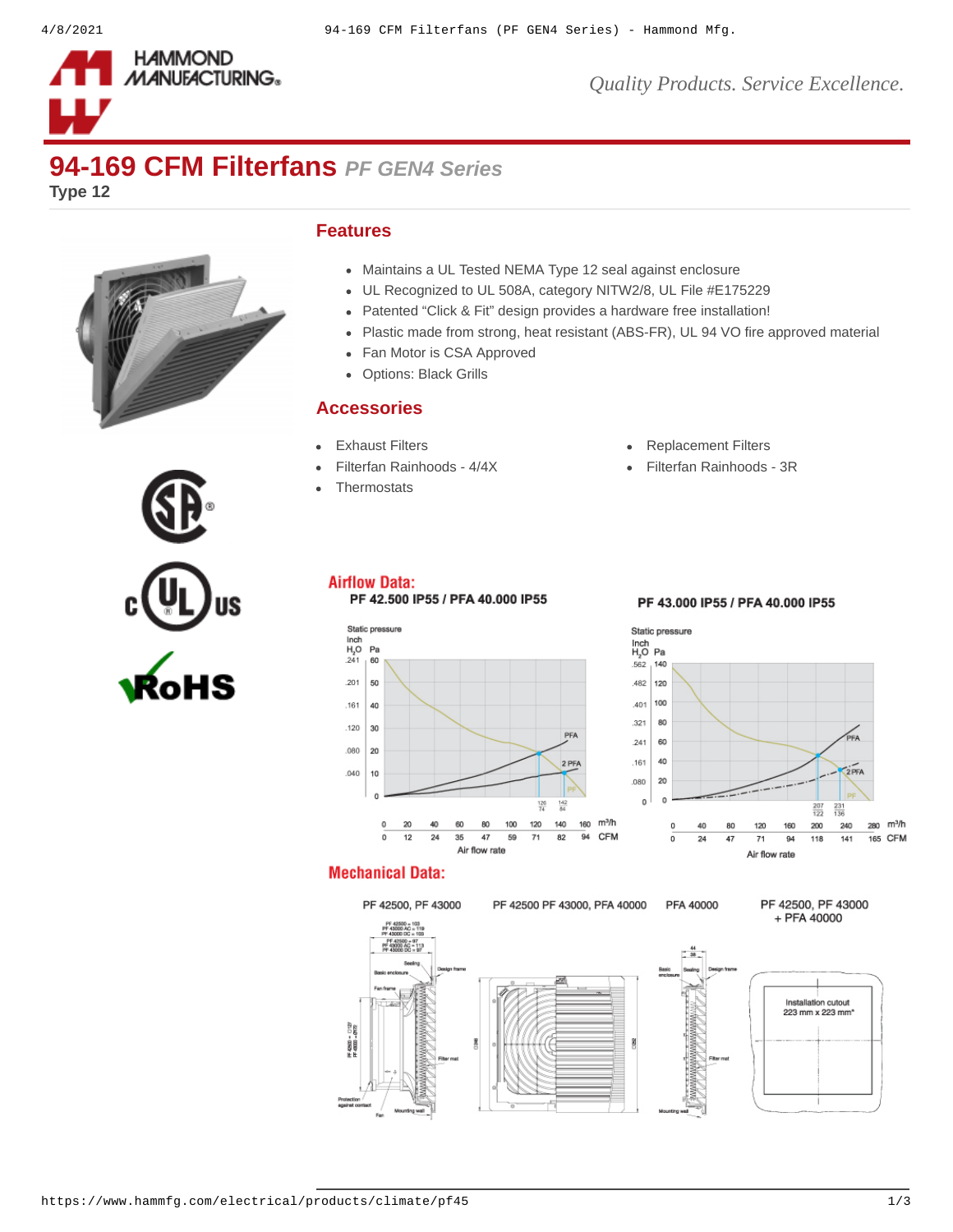# 94-169 CFM Filterfans *PF GEN4 Series*

**Type 12**

## Features

- Maintains a UL Tested NEMA Type 12 seal against enclosure
- UL Recognized to UL 508A, category NITW2/8, UL File #E175229
- Patented “Click & Fit” design provides a hardware free installation!
- Plastic made from strong, heat resistant (ABS-FR), UL 94 VO fire approved material
- Fan Motor is CSA Approved
- Options: Black Grills

## Accessories

- Exhaust Filters
- Filterfan Rainhoods - 4/4X
- Thermostats
- Replacement Filters
- Filterfan Rainhoods - 3R

## Airflow Data:

**PF 42.500 IP55 / PFA 40.000 IP55**

**PF 43.000 IP55 / PFA 40.000 IP55**

## Mechanical Data:

PF 42500, PF 43000

PF 42500 PF 43000, PFA 40000

PFA 40000

PF 42500, PF 43000 + PFA 40000

Installation cutout 223 mm x 223 mm*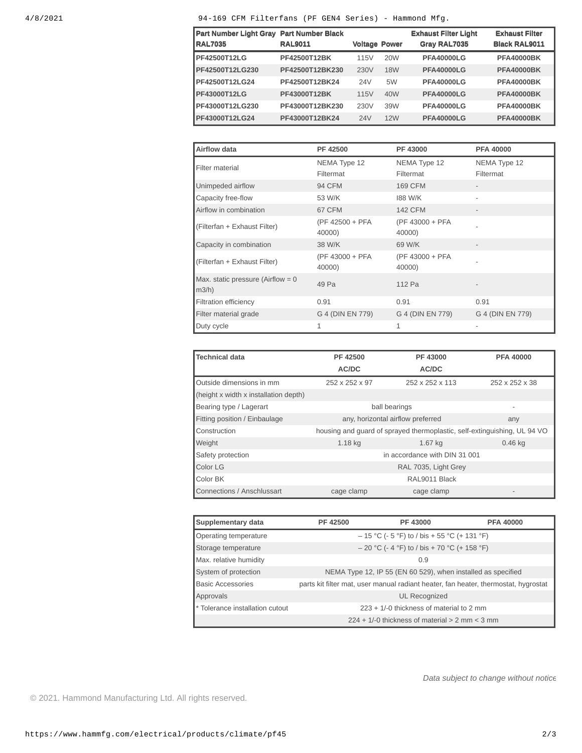| Part Number Light Gray RAL7035 | Part Number Black RAL9011 | Voltage | Power | Exhaust Filter Light Gray RAL7035 | Exhaust Filter Black RAL9011 |
|---|---|---|---|---|---|
| PF42500T12LG | PF42500T12BK | 115V | 20W | PFA40000LG | PFA40000BK |
| PF42500T12LG230 | PF42500T12BK230 | 230V | 18W | PFA40000LG | PFA40000BK |
| PF42500T12LG24 | PF42500T12BK24 | 24V | 5W | PFA40000LG | PFA40000BK |
| PF43000T12LG | PF43000T12BK | 115V | 40W | PFA40000LG | PFA40000BK |
| PF43000T12LG230 | PF43000T12BK230 | 230V | 39W | PFA40000LG | PFA40000BK |
| PF43000T12LG24 | PF43000T12BK24 | 24V | 12W | PFA40000LG | PFA40000BK |

| Airflow data | PF 42500 | PF 43000 | PFA 40000 |
|---|---|---|---|
| Filter material | NEMA Type 12 Filtermat | NEMA Type 12 Filtermat | NEMA Type 12 Filtermat |
| Unimpeded airflow | 94 CFM | 169 CFM | - |
| Capacity free-flow | 53 W/K | I88 W/K | - |
| Airflow in combination | 67 CFM | 142 CFM | - |
| (Filterfan + Exhaust Filter) | (PF 42500 + PFA 40000) | (PF 43000 + PFA 40000) | - |
| Capacity in combination | 38 W/K | 69 W/K | - |
| (Filterfan + Exhaust Filter) | (PF 43000 + PFA 40000) | (PF 43000 + PFA 40000) | - |
| Max. static pressure (Airflow = 0 m3/h) | 49 Pa | 112 Pa | - |
| Filtration efficiency | 0.91 | 0.91 | 0.91 |
| Filter material grade | G 4 (DIN EN 779) | G 4 (DIN EN 779) | G 4 (DIN EN 779) |
| Duty cycle | 1 | 1 | - |

| Technical data | PF 42500 AC/DC | PF 43000 AC/DC | PFA 40000 |
|---|---|---|---|
| Outside dimensions in mm | 252 x 252 x 97 | 252 x 252 x 113 | 252 x 252 x 38 |
| (height x width x installation depth) | | | |
| Bearing type / Lagerart | ball bearings | | - |
| Fitting position / Einbaulage | any, horizontal airflow preferred | | any |
| Construction | housing and guard of sprayed thermoplastic, self-extinguishing, UL 94 VO | | |
| Weight | 1.18 kg | 1.67 kg | 0.46 kg |
| Safety protection | in accordance with DIN 31 001 | | |
| Color LG | RAL 7035, Light Grey | | |
| Color BK | RAL9011 Black | | |
| Connections / Anschlussart | cage clamp | cage clamp | - |

| Supplementary data | PF 42500 | PF 43000 | PFA 40000 |
|---|---|---|---|
| Operating temperature | – 15 °C (- 5 °F) to / bis + 55 °C (+ 131 °F) | | |
| Storage temperature | – 20 °C (- 4 °F) to / bis + 70 °C (+ 158 °F) | | |
| Max. relative humidity | 0.9 | | |
| System of protection | NEMA Type 12, IP 55 (EN 60 529), when installed as specified | | |
| Basic Accessories | parts kit filter mat, user manual radiant heater, fan heater, thermostat, hygrostat | | |
| Approvals | UL Recognized | | |
| * Tolerance installation cutout | 223 + 1/-0 thickness of material to 2 mm | | |
| | 224 + 1/-0 thickness of material > 2 mm < 3 mm | | |

*Data subject to change without notice*

© 2021. Hammond Manufacturing Ltd. All rights reserved.